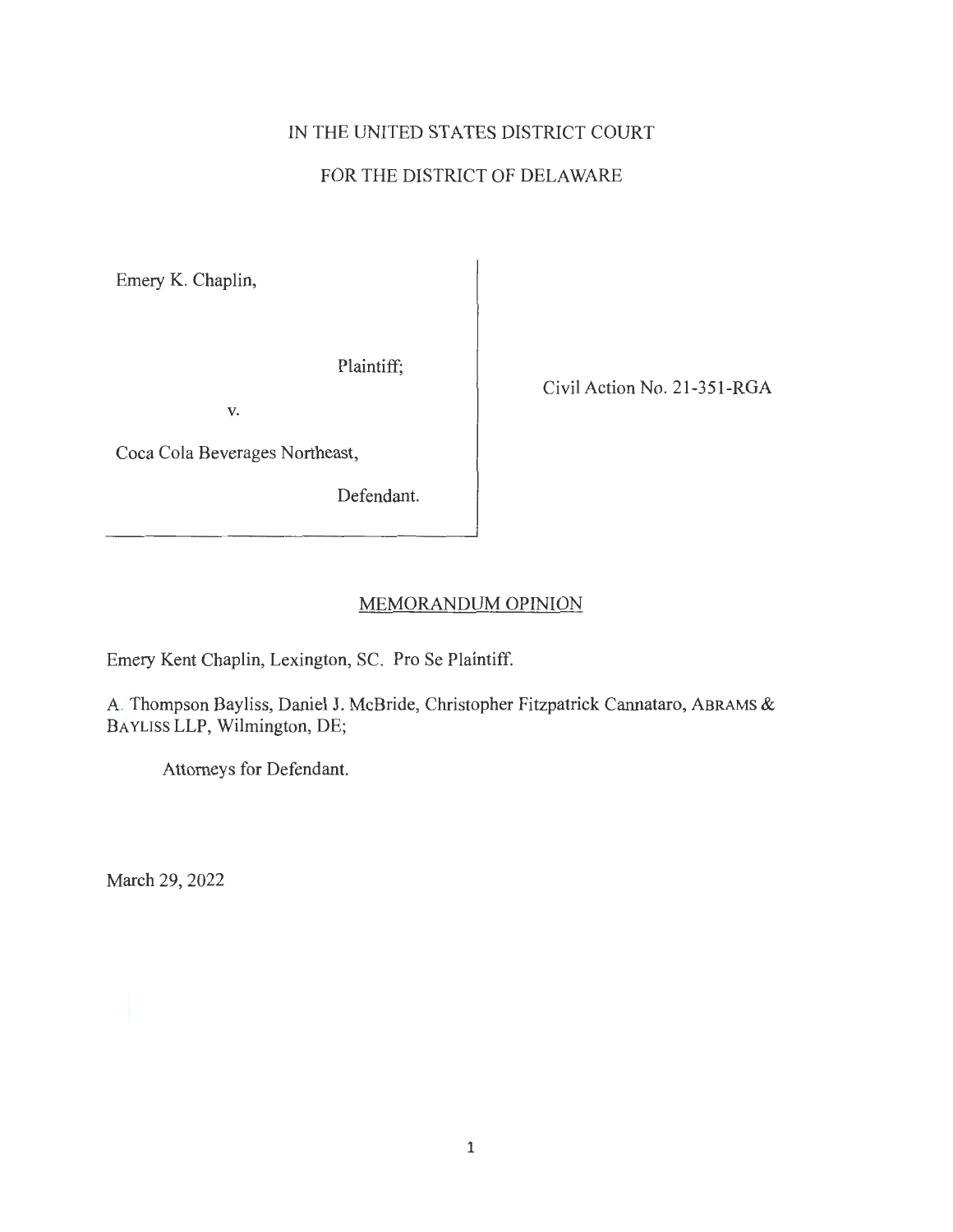IN THE UNITED STATES DISTRICT COURT

FOR THE DISTRICT OF DELAWARE

| | |
|---|---|
| Emery K. Chaplin,<br><br>Plaintiff;<br><br>v.<br><br>Coca Cola Beverages Northeast,<br><br>Defendant. | Civil Action No. 21-351-RGA |

MEMORANDUM OPINION

Emery Kent Chaplin, Lexington, SC. Pro Se Plaintiff.

A. Thompson Bayliss, Daniel J. McBride, Christopher Fitzpatrick Cannataro, ABRAMS & BAYLISS LLP, Wilmington, DE;

Attorneys for Defendant.

March 29, 2022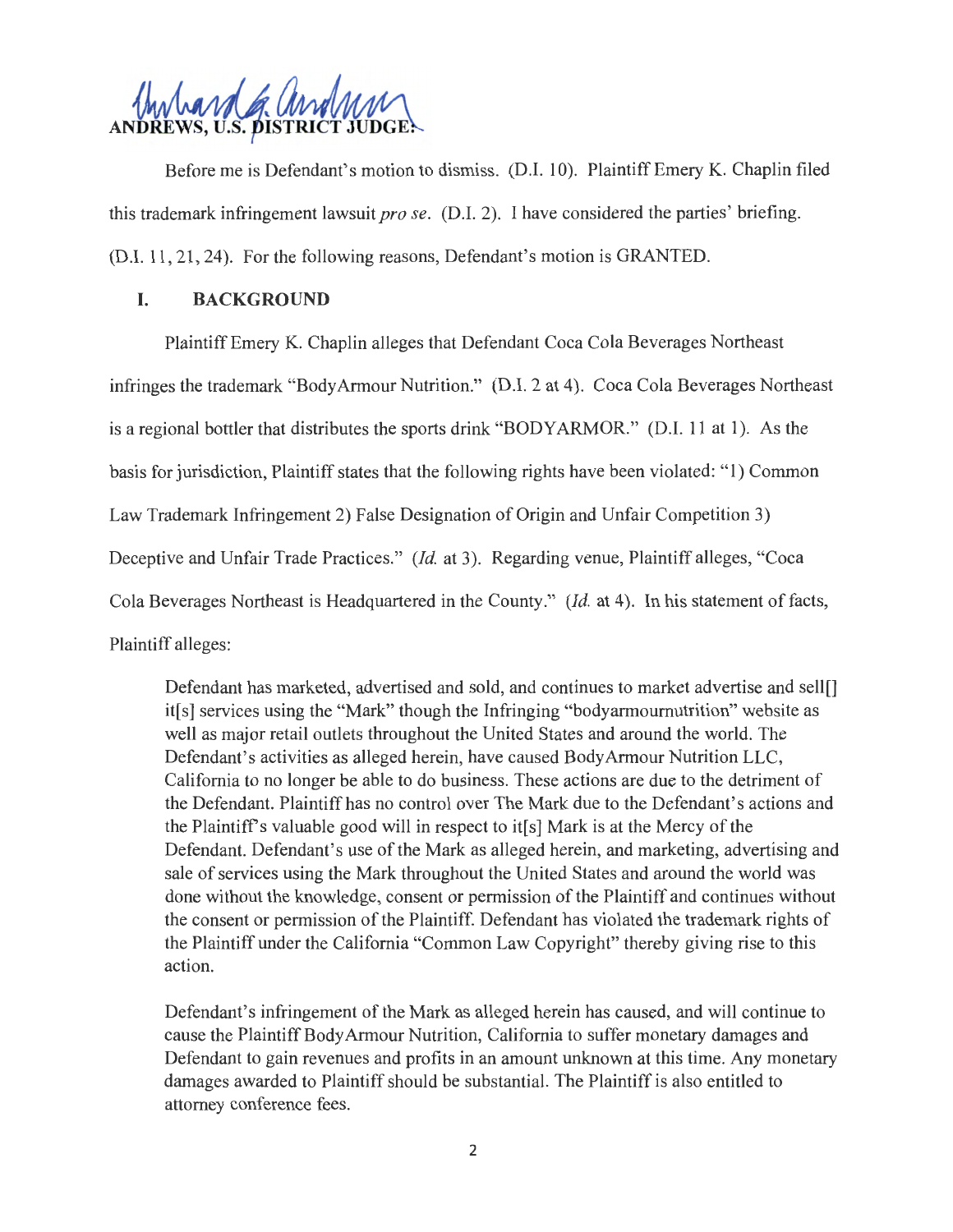ANDREWS, U.S. DISTRICT JUDGE:

Before me is Defendant's motion to dismiss. (D.I. 10). Plaintiff Emery K. Chaplin filed this trademark infringement lawsuit *pro se*. (D.I. 2). I have considered the parties' briefing. (D.I. 11, 21, 24). For the following reasons, Defendant's motion is GRANTED.

## I. BACKGROUND

Plaintiff Emery K. Chaplin alleges that Defendant Coca Cola Beverages Northeast infringes the trademark "BodyArmour Nutrition." (D.I. 2 at 4). Coca Cola Beverages Northeast is a regional bottler that distributes the sports drink "BODYARMOR." (D.I. 11 at 1). As the basis for jurisdiction, Plaintiff states that the following rights have been violated: "1) Common Law Trademark Infringement 2) False Designation of Origin and Unfair Competition 3) Deceptive and Unfair Trade Practices." (*Id.* at 3). Regarding venue, Plaintiff alleges, "Coca Cola Beverages Northeast is Headquartered in the County." (*Id.* at 4). In his statement of facts, Plaintiff alleges:

> Defendant has marketed, advertised and sold, and continues to market advertise and sell[] it[s] services using the "Mark" though the Infringing "bodyarmournutrition" website as well as major retail outlets throughout the United States and around the world. The Defendant's activities as alleged herein, have caused BodyArmour Nutrition LLC, California to no longer be able to do business. These actions are due to the detriment of the Defendant. Plaintiff has no control over The Mark due to the Defendant's actions and the Plaintiff's valuable good will in respect to it[s] Mark is at the Mercy of the Defendant. Defendant's use of the Mark as alleged herein, and marketing, advertising and sale of services using the Mark throughout the United States and around the world was done without the knowledge, consent or permission of the Plaintiff and continues without the consent or permission of the Plaintiff. Defendant has violated the trademark rights of the Plaintiff under the California "Common Law Copyright" thereby giving rise to this action.
>
> Defendant's infringement of the Mark as alleged herein has caused, and will continue to cause the Plaintiff BodyArmour Nutrition, California to suffer monetary damages and Defendant to gain revenues and profits in an amount unknown at this time. Any monetary damages awarded to Plaintiff should be substantial. The Plaintiff is also entitled to attorney conference fees.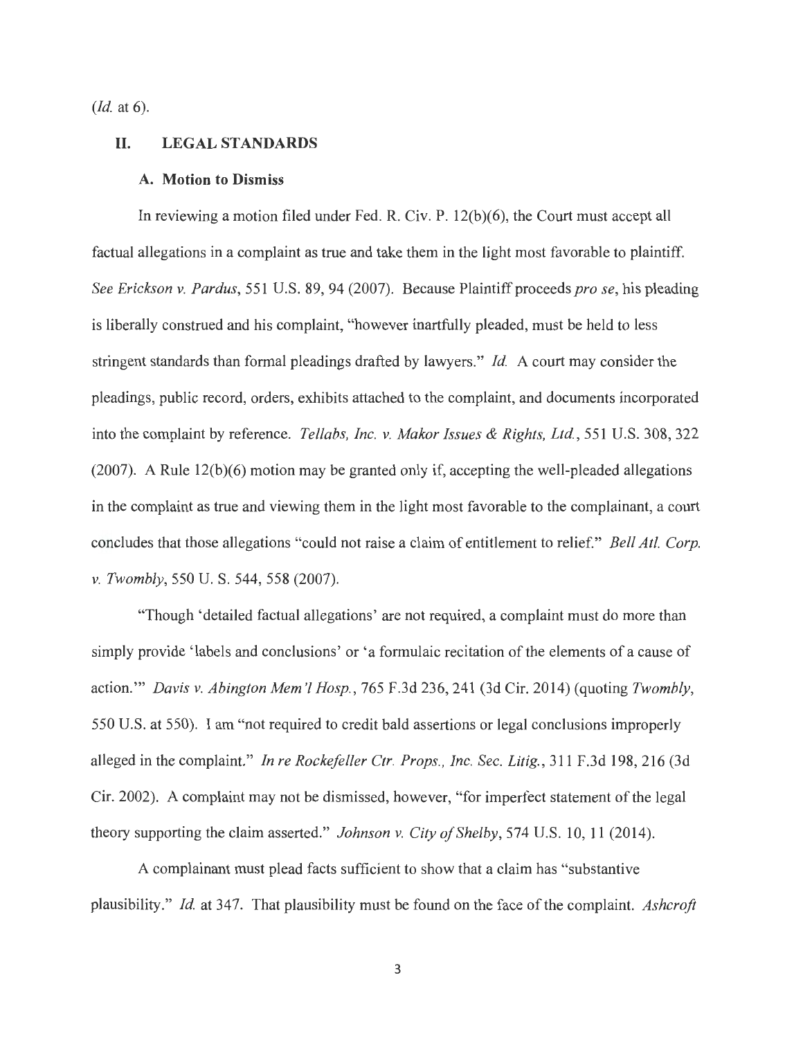(*Id.* at 6).

## II. LEGAL STANDARDS

### A. Motion to Dismiss

In reviewing a motion filed under Fed. R. Civ. P. 12(b)(6), the Court must accept all factual allegations in a complaint as true and take them in the light most favorable to plaintiff. *See Erickson v. Pardus*, 551 U.S. 89, 94 (2007). Because Plaintiff proceeds *pro se*, his pleading is liberally construed and his complaint, "however inartfully pleaded, must be held to less stringent standards than formal pleadings drafted by lawyers." *Id.* A court may consider the pleadings, public record, orders, exhibits attached to the complaint, and documents incorporated into the complaint by reference. *Tellabs, Inc. v. Makor Issues & Rights, Ltd.*, 551 U.S. 308, 322 (2007). A Rule 12(b)(6) motion may be granted only if, accepting the well-pleaded allegations in the complaint as true and viewing them in the light most favorable to the complainant, a court concludes that those allegations "could not raise a claim of entitlement to relief." *Bell Atl. Corp. v. Twombly*, 550 U. S. 544, 558 (2007).

"Though 'detailed factual allegations' are not required, a complaint must do more than simply provide 'labels and conclusions' or 'a formulaic recitation of the elements of a cause of action.'" *Davis v. Abington Mem'l Hosp.*, 765 F.3d 236, 241 (3d Cir. 2014) (quoting *Twombly*, 550 U.S. at 550). I am "not required to credit bald assertions or legal conclusions improperly alleged in the complaint." *In re Rockefeller Ctr. Props., Inc. Sec. Litig.*, 311 F.3d 198, 216 (3d Cir. 2002). A complaint may not be dismissed, however, "for imperfect statement of the legal theory supporting the claim asserted." *Johnson v. City of Shelby*, 574 U.S. 10, 11 (2014).

A complainant must plead facts sufficient to show that a claim has "substantive plausibility." *Id.* at 347. That plausibility must be found on the face of the complaint. *Ashcroft*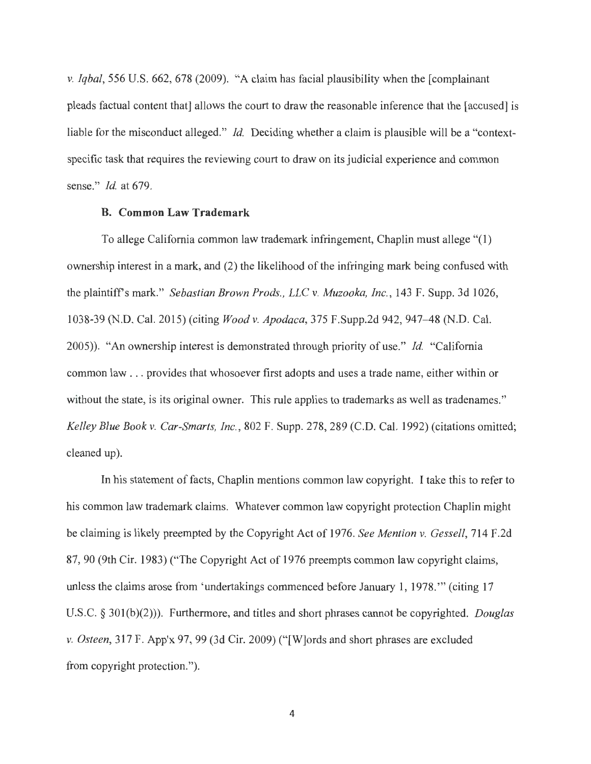*v. Iqbal*, 556 U.S. 662, 678 (2009). "A claim has facial plausibility when the [complainant pleads factual content that] allows the court to draw the reasonable inference that the [accused] is liable for the misconduct alleged." *Id.* Deciding whether a claim is plausible will be a "context-specific task that requires the reviewing court to draw on its judicial experience and common sense." *Id.* at 679.

### B. Common Law Trademark

To allege California common law trademark infringement, Chaplin must allege "(1) ownership interest in a mark, and (2) the likelihood of the infringing mark being confused with the plaintiff's mark." *Sebastian Brown Prods., LLC v. Muzooka, Inc.*, 143 F. Supp. 3d 1026, 1038-39 (N.D. Cal. 2015) (citing *Wood v. Apodaca*, 375 F.Supp.2d 942, 947–48 (N.D. Cal. 2005)). "An ownership interest is demonstrated through priority of use." *Id.* "California common law . . . provides that whosoever first adopts and uses a trade name, either within or without the state, is its original owner. This rule applies to trademarks as well as tradenames." *Kelley Blue Book v. Car-Smarts, Inc.*, 802 F. Supp. 278, 289 (C.D. Cal. 1992) (citations omitted; cleaned up).

In his statement of facts, Chaplin mentions common law copyright. I take this to refer to his common law trademark claims. Whatever common law copyright protection Chaplin might be claiming is likely preempted by the Copyright Act of 1976. *See Mention v. Gessell*, 714 F.2d 87, 90 (9th Cir. 1983) ("The Copyright Act of 1976 preempts common law copyright claims, unless the claims arose from 'undertakings commenced before January 1, 1978.'" (citing 17 U.S.C. § 301(b)(2))). Furthermore, and titles and short phrases cannot be copyrighted. *Douglas v. Osteen*, 317 F. App'x 97, 99 (3d Cir. 2009) ("[W]ords and short phrases are excluded from copyright protection.").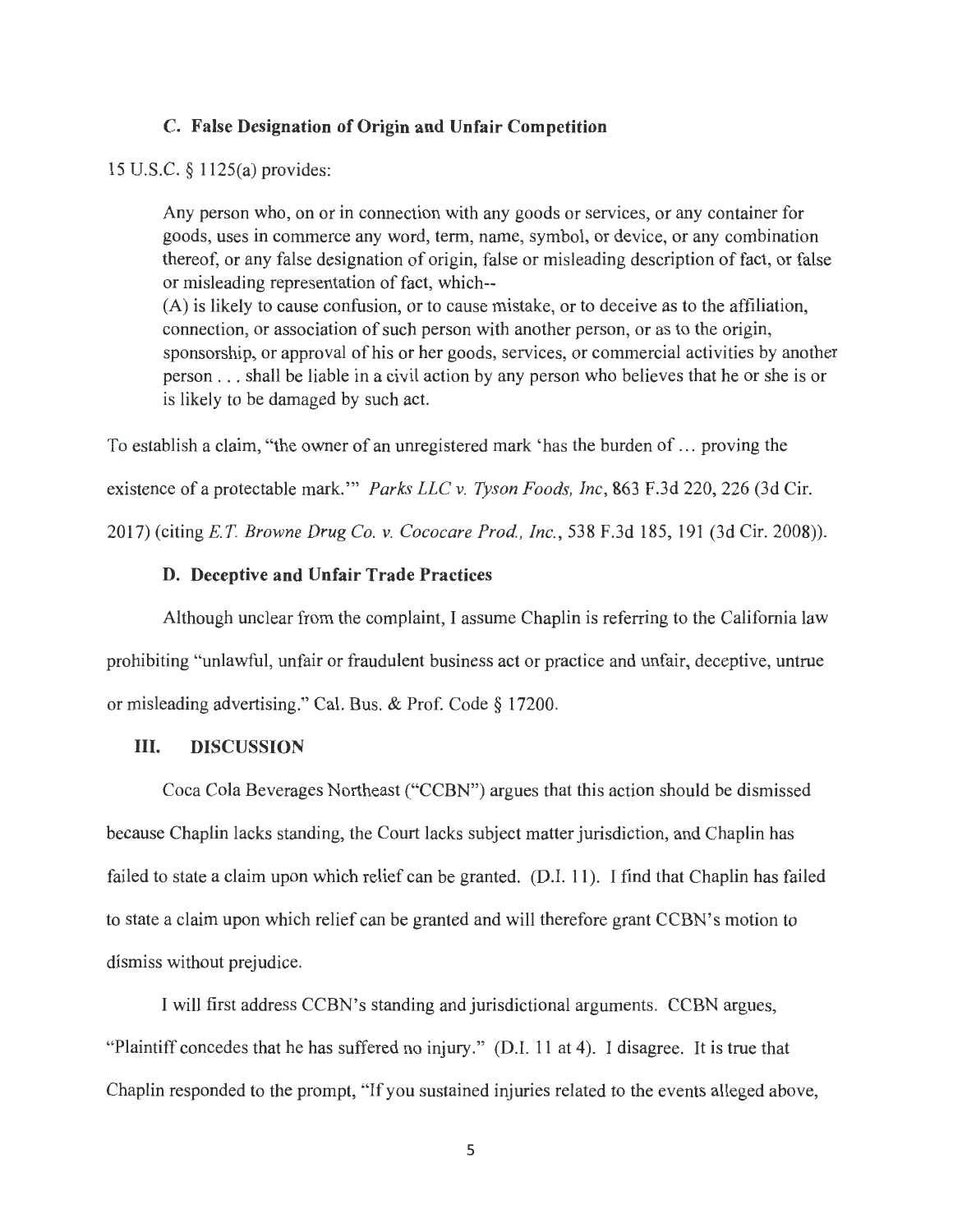### C. False Designation of Origin and Unfair Competition

15 U.S.C. § 1125(a) provides:

> Any person who, on or in connection with any goods or services, or any container for goods, uses in commerce any word, term, name, symbol, or device, or any combination thereof, or any false designation of origin, false or misleading description of fact, or false or misleading representation of fact, which--
> (A) is likely to cause confusion, or to cause mistake, or to deceive as to the affiliation, connection, or association of such person with another person, or as to the origin, sponsorship, or approval of his or her goods, services, or commercial activities by another person . . . shall be liable in a civil action by any person who believes that he or she is or is likely to be damaged by such act.

To establish a claim, "the owner of an unregistered mark 'has the burden of … proving the existence of a protectable mark.'" *Parks LLC v. Tyson Foods, Inc*, 863 F.3d 220, 226 (3d Cir. 2017) (citing *E.T. Browne Drug Co. v. Cococare Prod., Inc.*, 538 F.3d 185, 191 (3d Cir. 2008)).

### D. Deceptive and Unfair Trade Practices

Although unclear from the complaint, I assume Chaplin is referring to the California law prohibiting "unlawful, unfair or fraudulent business act or practice and unfair, deceptive, untrue or misleading advertising." Cal. Bus. & Prof. Code § 17200.

## III. DISCUSSION

Coca Cola Beverages Northeast ("CCBN") argues that this action should be dismissed because Chaplin lacks standing, the Court lacks subject matter jurisdiction, and Chaplin has failed to state a claim upon which relief can be granted. (D.I. 11). I find that Chaplin has failed to state a claim upon which relief can be granted and will therefore grant CCBN's motion to dismiss without prejudice.

I will first address CCBN's standing and jurisdictional arguments. CCBN argues, "Plaintiff concedes that he has suffered no injury." (D.I. 11 at 4). I disagree. It is true that Chaplin responded to the prompt, "If you sustained injuries related to the events alleged above,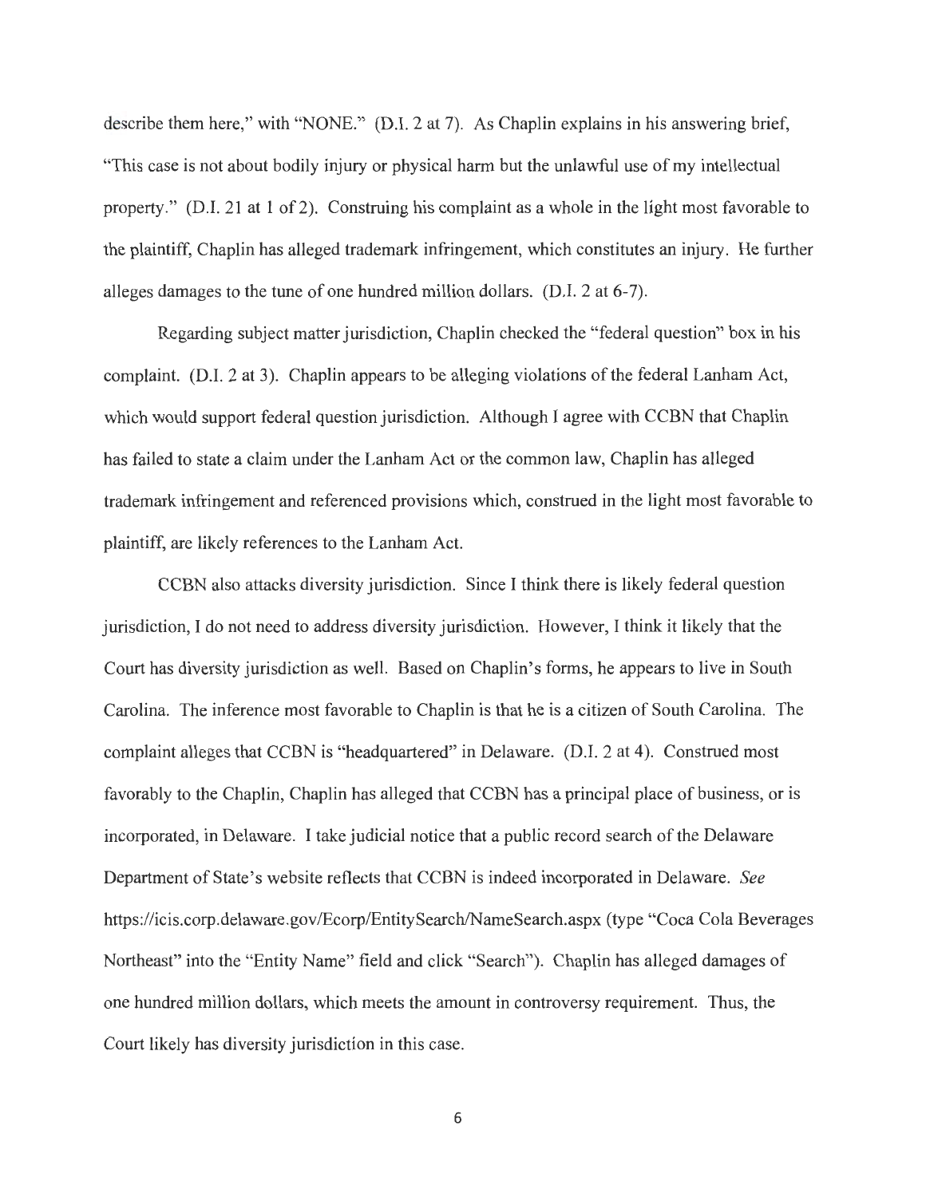describe them here," with "NONE." (D.I. 2 at 7). As Chaplin explains in his answering brief, "This case is not about bodily injury or physical harm but the unlawful use of my intellectual property." (D.I. 21 at 1 of 2). Construing his complaint as a whole in the light most favorable to the plaintiff, Chaplin has alleged trademark infringement, which constitutes an injury. He further alleges damages to the tune of one hundred million dollars. (D.I. 2 at 6-7).

Regarding subject matter jurisdiction, Chaplin checked the "federal question" box in his complaint. (D.I. 2 at 3). Chaplin appears to be alleging violations of the federal Lanham Act, which would support federal question jurisdiction. Although I agree with CCBN that Chaplin has failed to state a claim under the Lanham Act or the common law, Chaplin has alleged trademark infringement and referenced provisions which, construed in the light most favorable to plaintiff, are likely references to the Lanham Act.

CCBN also attacks diversity jurisdiction. Since I think there is likely federal question jurisdiction, I do not need to address diversity jurisdiction. However, I think it likely that the Court has diversity jurisdiction as well. Based on Chaplin's forms, he appears to live in South Carolina. The inference most favorable to Chaplin is that he is a citizen of South Carolina. The complaint alleges that CCBN is "headquartered" in Delaware. (D.I. 2 at 4). Construed most favorably to the Chaplin, Chaplin has alleged that CCBN has a principal place of business, or is incorporated, in Delaware. I take judicial notice that a public record search of the Delaware Department of State's website reflects that CCBN is indeed incorporated in Delaware. *See* https://icis.corp.delaware.gov/Ecorp/EntitySearch/NameSearch.aspx (type "Coca Cola Beverages Northeast" into the "Entity Name" field and click "Search"). Chaplin has alleged damages of one hundred million dollars, which meets the amount in controversy requirement. Thus, the Court likely has diversity jurisdiction in this case.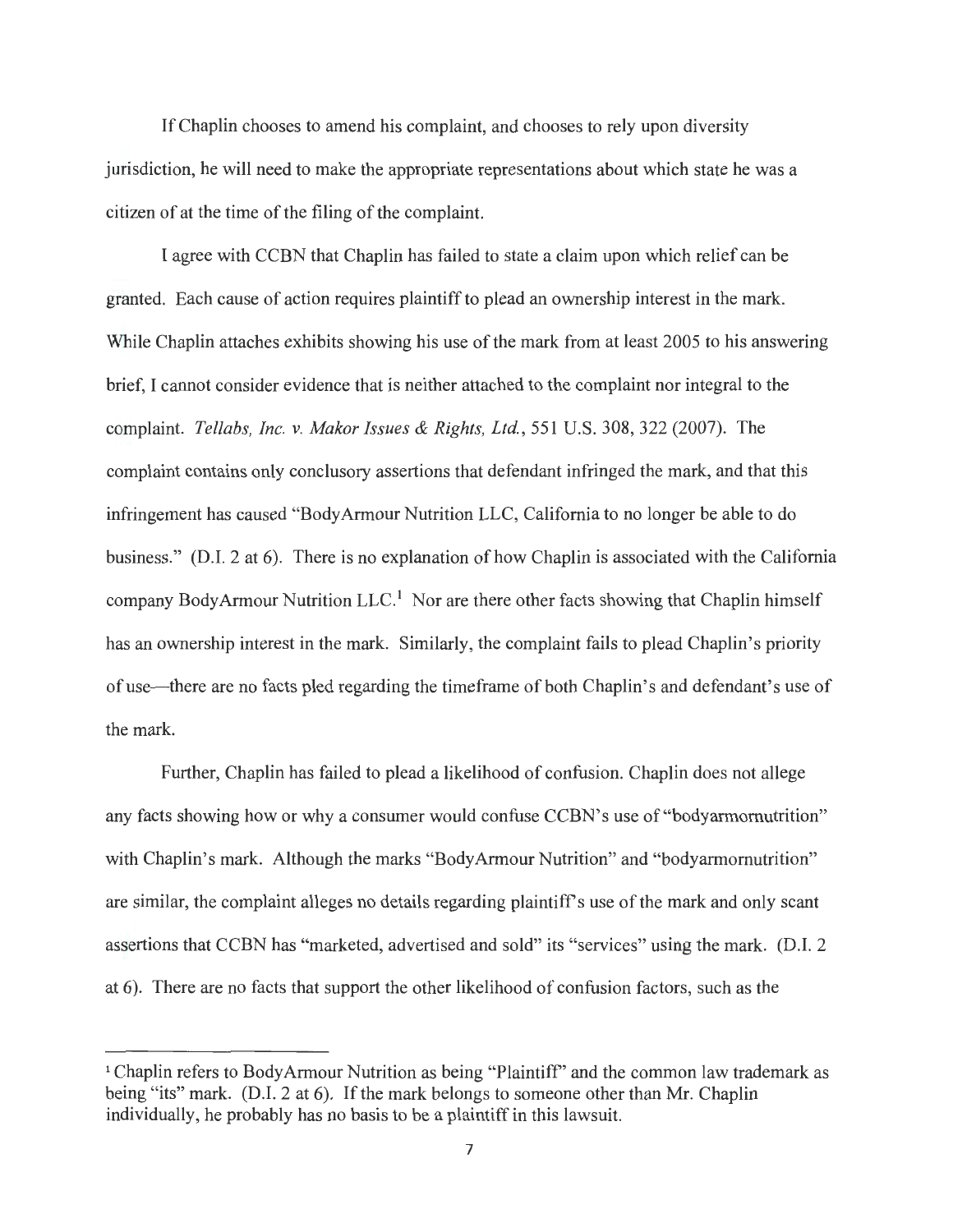If Chaplin chooses to amend his complaint, and chooses to rely upon diversity jurisdiction, he will need to make the appropriate representations about which state he was a citizen of at the time of the filing of the complaint.

I agree with CCBN that Chaplin has failed to state a claim upon which relief can be granted. Each cause of action requires plaintiff to plead an ownership interest in the mark. While Chaplin attaches exhibits showing his use of the mark from at least 2005 to his answering brief, I cannot consider evidence that is neither attached to the complaint nor integral to the complaint. *Tellabs, Inc. v. Makor Issues & Rights, Ltd.*, 551 U.S. 308, 322 (2007). The complaint contains only conclusory assertions that defendant infringed the mark, and that this infringement has caused "BodyArmour Nutrition LLC, California to no longer be able to do business." (D.I. 2 at 6). There is no explanation of how Chaplin is associated with the California company BodyArmour Nutrition LLC.[1] Nor are there other facts showing that Chaplin himself has an ownership interest in the mark. Similarly, the complaint fails to plead Chaplin's priority of use—there are no facts pled regarding the timeframe of both Chaplin's and defendant's use of the mark.

Further, Chaplin has failed to plead a likelihood of confusion. Chaplin does not allege any facts showing how or why a consumer would confuse CCBN's use of "bodyarmornutrition" with Chaplin's mark. Although the marks "BodyArmour Nutrition" and "bodyarmornutrition" are similar, the complaint alleges no details regarding plaintiff's use of the mark and only scant assertions that CCBN has "marketed, advertised and sold" its "services" using the mark. (D.I. 2 at 6). There are no facts that support the other likelihood of confusion factors, such as the

---

[1] Chaplin refers to BodyArmour Nutrition as being "Plaintiff" and the common law trademark as being "its" mark. (D.I. 2 at 6). If the mark belongs to someone other than Mr. Chaplin individually, he probably has no basis to be a plaintiff in this lawsuit.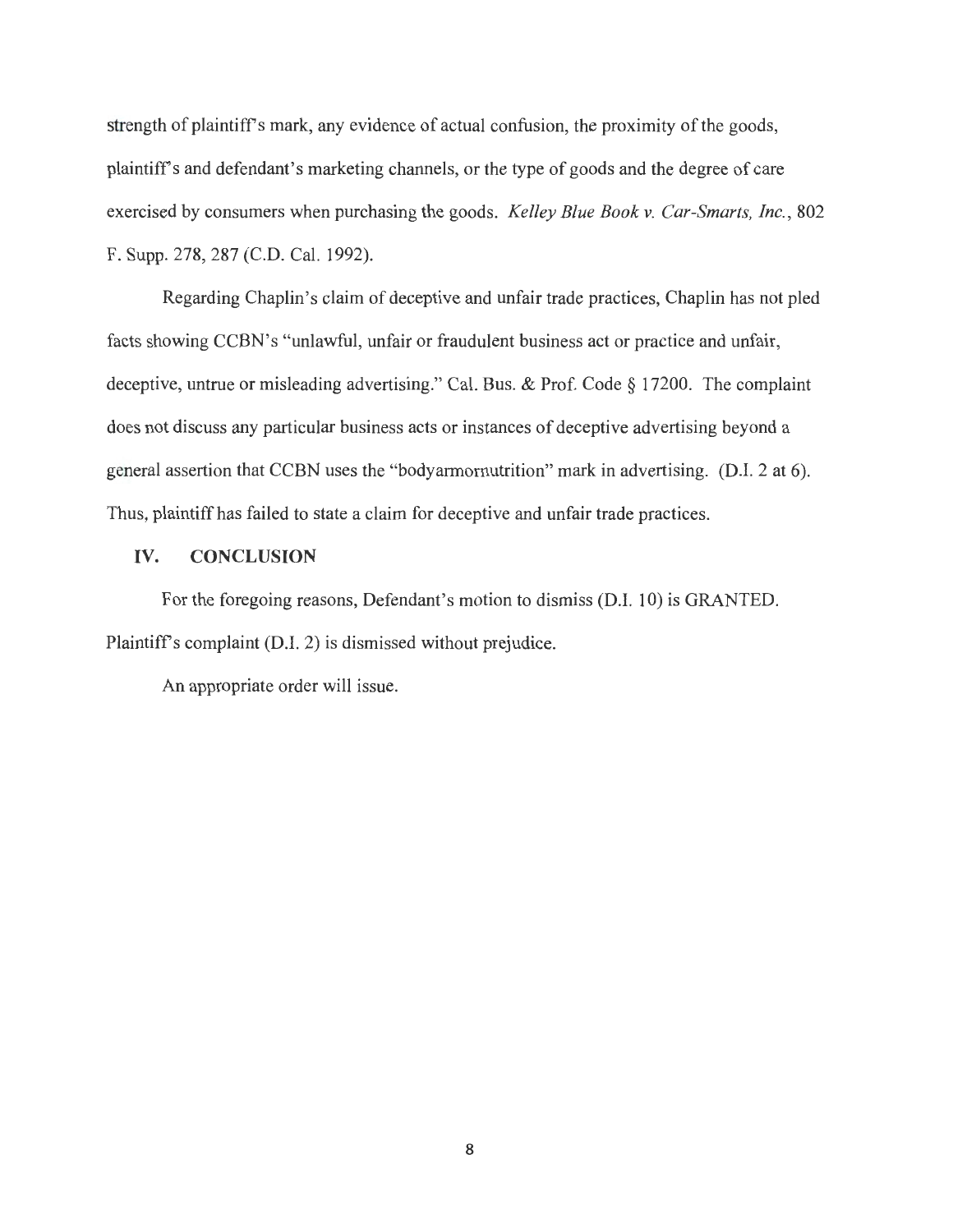strength of plaintiff's mark, any evidence of actual confusion, the proximity of the goods, plaintiff's and defendant's marketing channels, or the type of goods and the degree of care exercised by consumers when purchasing the goods. *Kelley Blue Book v. Car-Smarts, Inc.*, 802 F. Supp. 278, 287 (C.D. Cal. 1992).

Regarding Chaplin's claim of deceptive and unfair trade practices, Chaplin has not pled facts showing CCBN's "unlawful, unfair or fraudulent business act or practice and unfair, deceptive, untrue or misleading advertising." Cal. Bus. & Prof. Code § 17200. The complaint does not discuss any particular business acts or instances of deceptive advertising beyond a general assertion that CCBN uses the "bodyarmornutrition" mark in advertising. (D.I. 2 at 6). Thus, plaintiff has failed to state a claim for deceptive and unfair trade practices.

## IV. CONCLUSION

For the foregoing reasons, Defendant's motion to dismiss (D.I. 10) is GRANTED. Plaintiff's complaint (D.I. 2) is dismissed without prejudice.

An appropriate order will issue.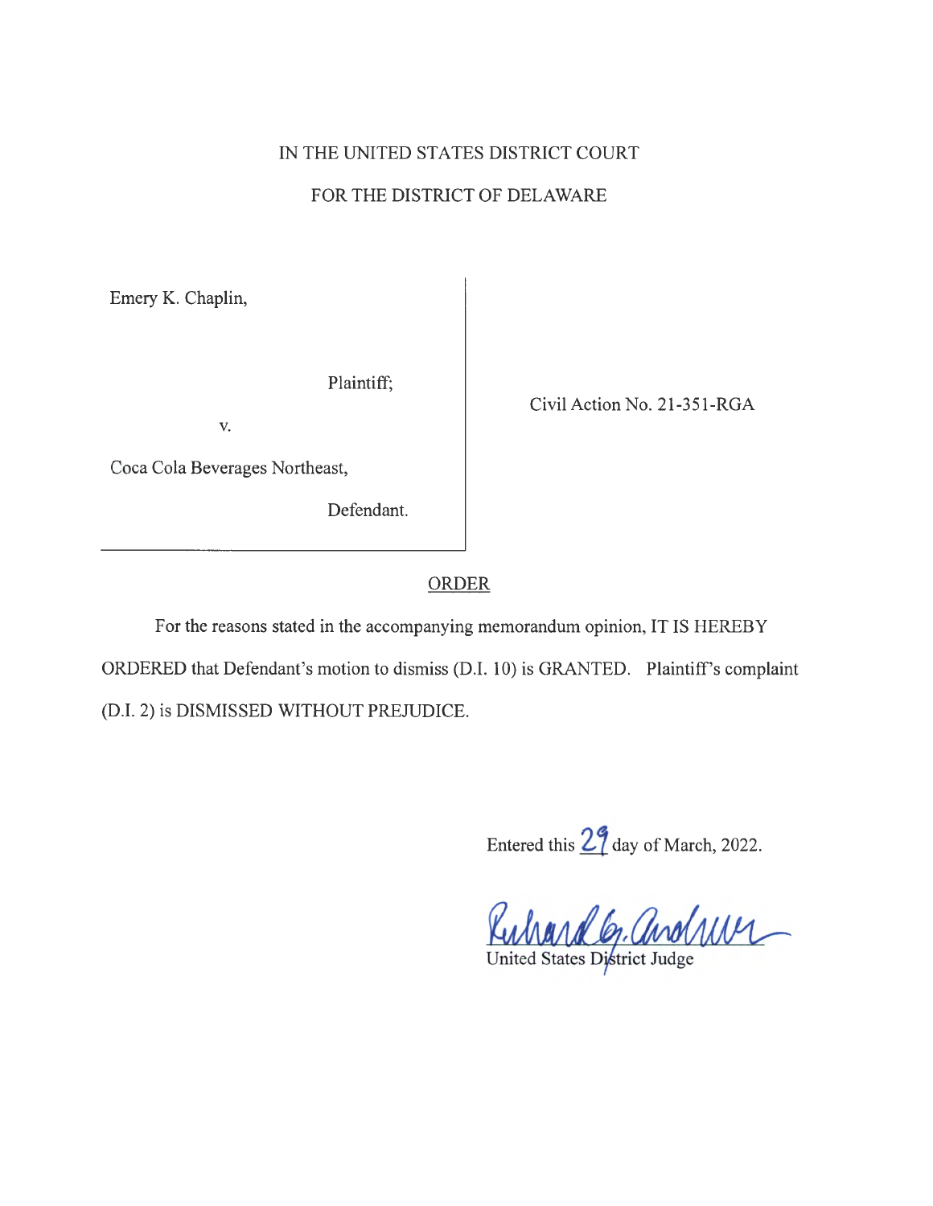IN THE UNITED STATES DISTRICT COURT

FOR THE DISTRICT OF DELAWARE

Emery K. Chaplin,

Plaintiff;

v.

Coca Cola Beverages Northeast,

Defendant.

Civil Action No. 21-351-RGA

ORDER

For the reasons stated in the accompanying memorandum opinion, IT IS HEREBY ORDERED that Defendant's motion to dismiss (D.I. 10) is GRANTED. Plaintiff's complaint (D.I. 2) is DISMISSED WITHOUT PREJUDICE.

Entered this 29 day of March, 2022.

Richard G. Andrews

United States District Judge